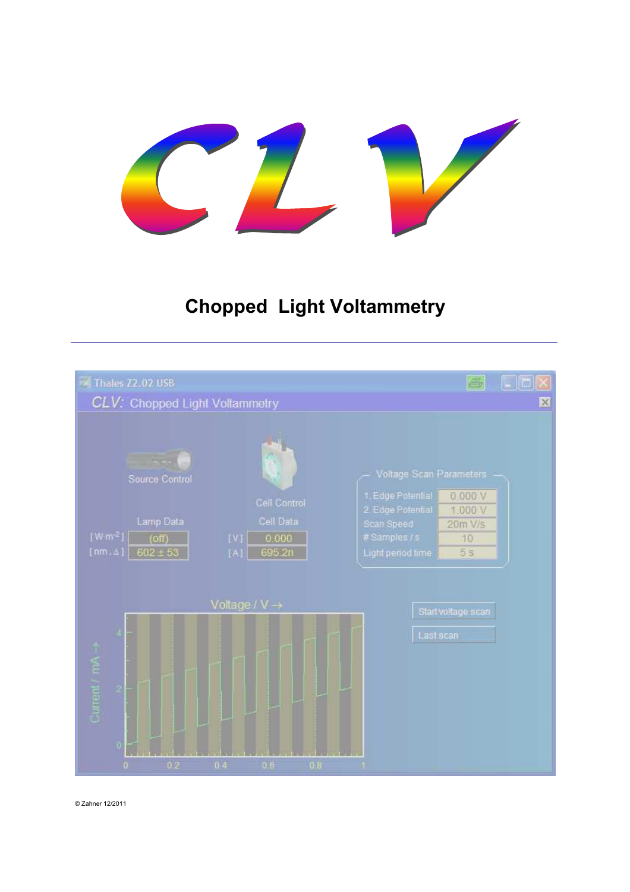# CLV

## Chopped Light Voltammetry

---

Thales Z2.02 USB

CLV: Chopped Light Voltammetry

Source Control

Cell Control

Lamp Data

Cell Data

| | Lamp Data | | Cell Data |
|---|---|---|---|
| [W·m⁻²] | (off) | [V] | 0.000 |
| [nm, Δ] | 602 ± 53 | [A] | 695.2n |

Voltage Scan Parameters

| Parameter | Value |
|---|---|
| 1. Edge Potential | 0.000 V |
| 2. Edge Potential | 1.000 V |
| Scan Speed | 20m V/s |
| # Samples / s | 10 |
| Light period time | 5 s |

Start voltage scan

Last scan

© Zahner 12/2011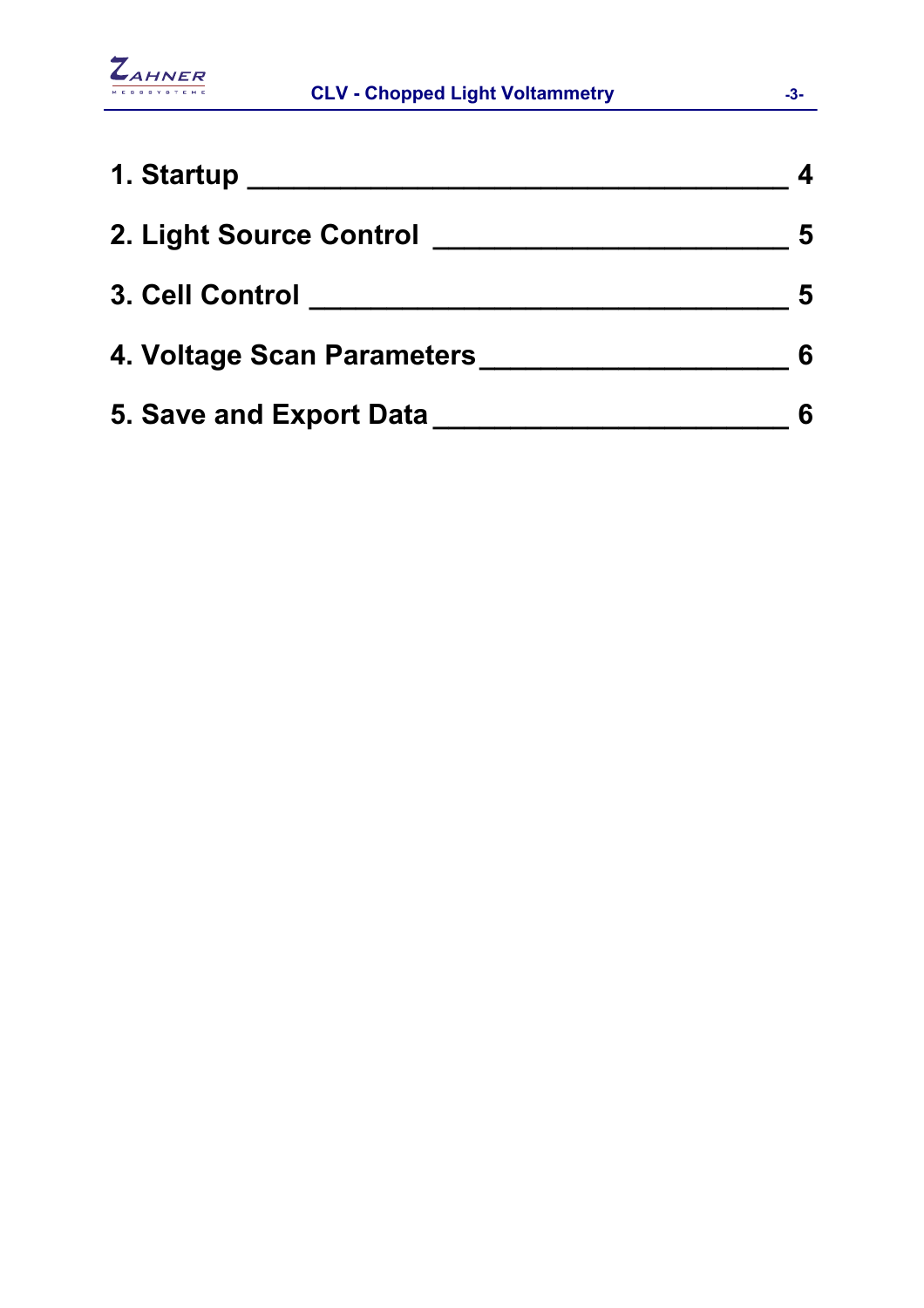1. Startup ______________________________________ 4

2. Light Source Control ________________________ 5

3. Cell Control ___________________________________ 5

4. Voltage Scan Parameters_____________________ 6

5. Save and Export Data ________________________ 6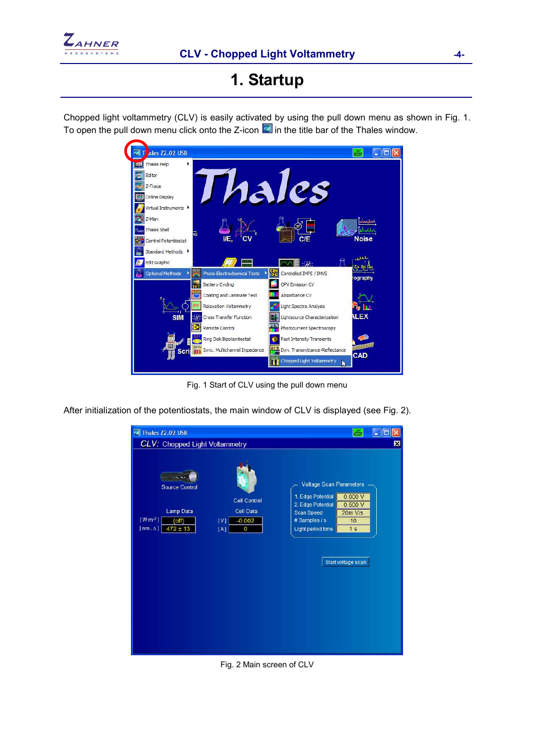# 1. Startup

Chopped light voltammetry (CLV) is easily activated by using the pull down menu as shown in Fig. 1. To open the pull down menu click onto the Z-icon in the title bar of the Thales window.

Fig. 1 Start of CLV using the pull down menu

After initialization of the potentiostats, the main window of CLV is displayed (see Fig. 2).

Fig. 2 Main screen of CLV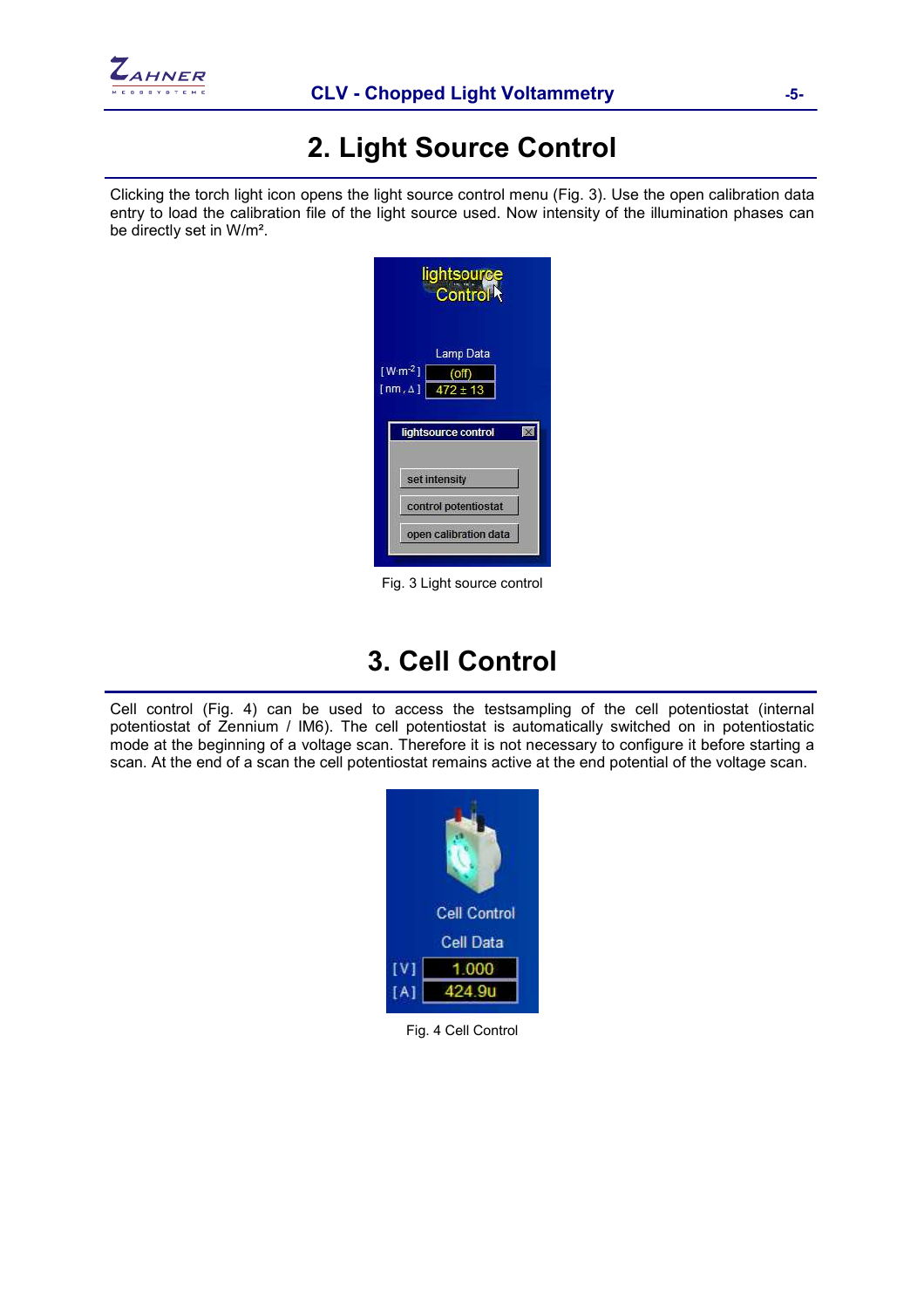# 2. Light Source Control

Clicking the torch light icon opens the light source control menu (Fig. 3). Use the open calibration data entry to load the calibration file of the light source used. Now intensity of the illumination phases can be directly set in W/m².

Fig. 3 Light source control

# 3. Cell Control

Cell control (Fig. 4) can be used to access the testsampling of the cell potentiostat (internal potentiostat of Zennium / IM6). The cell potentiostat is automatically switched on in potentiostatic mode at the beginning of a voltage scan. Therefore it is not necessary to configure it before starting a scan. At the end of a scan the cell potentiostat remains active at the end potential of the voltage scan.

Fig. 4 Cell Control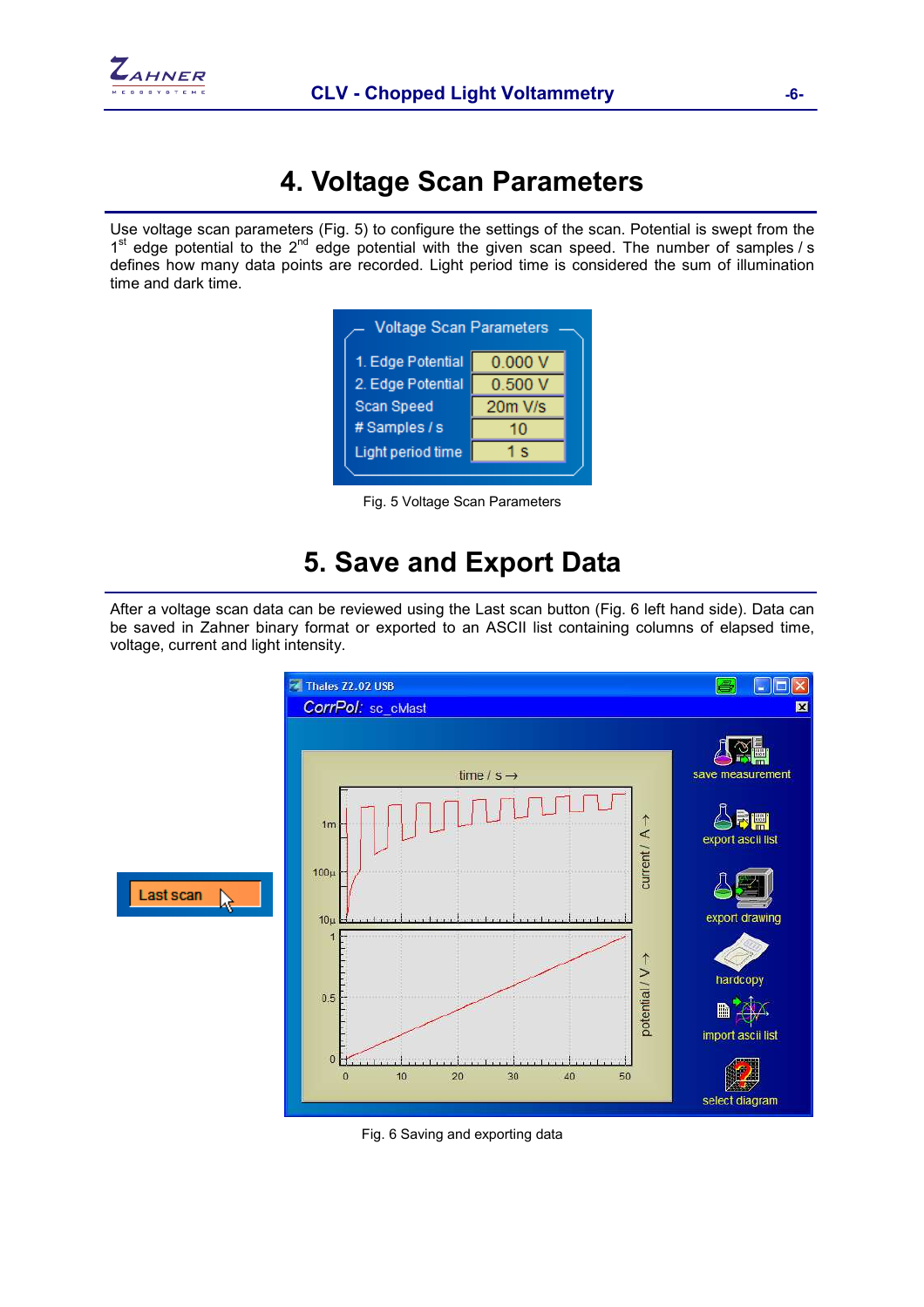# 4. Voltage Scan Parameters

Use voltage scan parameters (Fig. 5) to configure the settings of the scan. Potential is swept from the 1st edge potential to the 2nd edge potential with the given scan speed. The number of samples / s defines how many data points are recorded. Light period time is considered the sum of illumination time and dark time.

Voltage Scan Parameters
1. Edge Potential 0.000 V
2. Edge Potential 0.500 V
Scan Speed 20m V/s
# Samples / s 10
Light period time 1 s

Fig. 5 Voltage Scan Parameters

# 5. Save and Export Data

After a voltage scan data can be reviewed using the Last scan button (Fig. 6 left hand side). Data can be saved in Zahner binary format or exported to an ASCII list containing columns of elapsed time, voltage, current and light intensity.

Last scan

Thales Z2.02 USB
CorrPol: sc_cMast
time / s →
1m
100µ
10µ
current / A →
1
0.5
0
potential / V →
0 10 20 30 40 50
save measurement
export ascii list
export drawing
hardcopy
import ascii list
select diagram

Fig. 6 Saving and exporting data